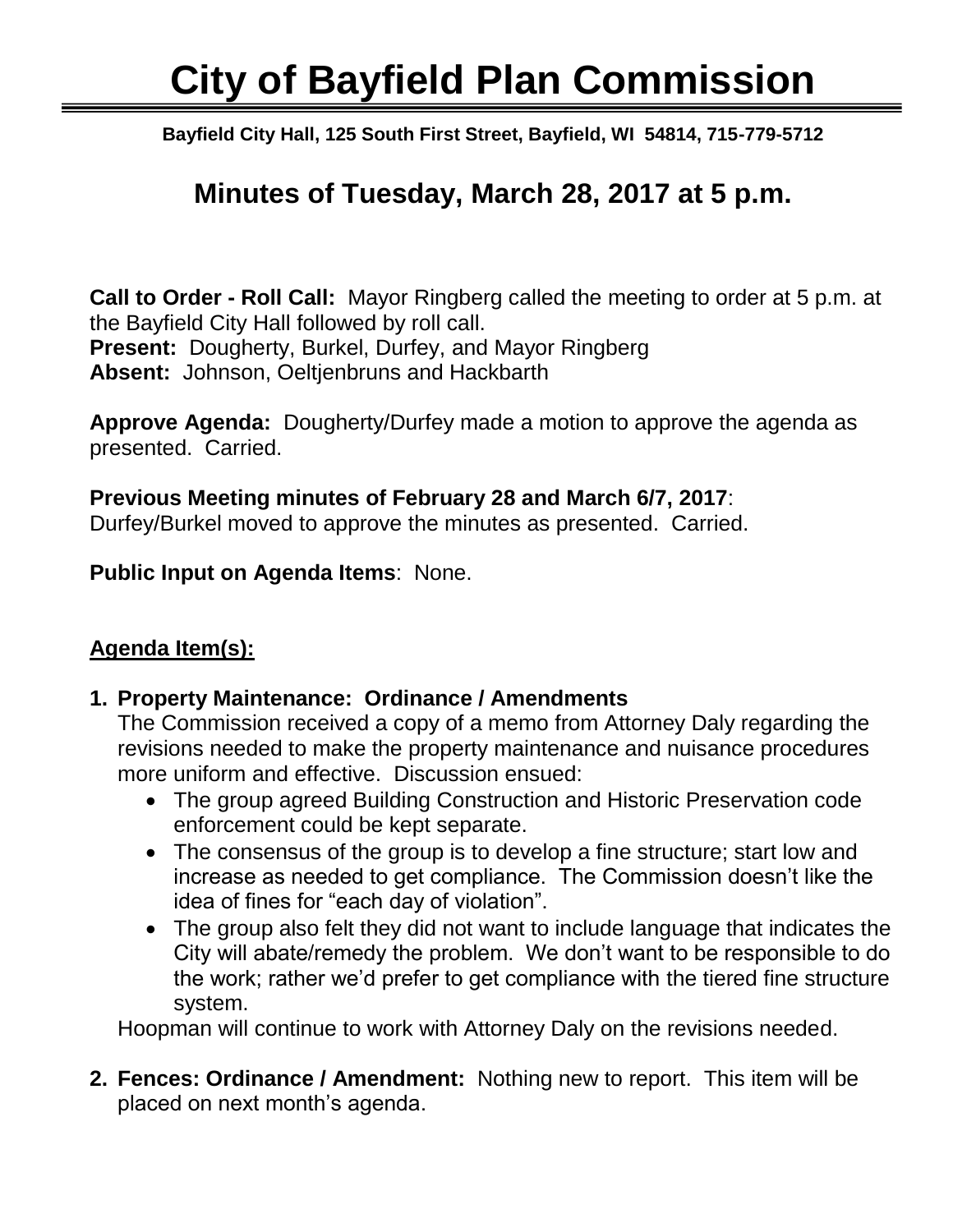# City of Bayfield Plan Commission

**Bayfield City Hall, 125 South First Street, Bayfield, WI 54814, 715-779-5712**

## Minutes of Tuesday, March 28, 2017 at 5 p.m.

**Call to Order - Roll Call:** Mayor Ringberg called the meeting to order at 5 p.m. at the Bayfield City Hall followed by roll call.
**Present:** Dougherty, Burkel, Durfey, and Mayor Ringberg
**Absent:** Johnson, Oeltjenbruns and Hackbarth

**Approve Agenda:** Dougherty/Durfey made a motion to approve the agenda as presented. Carried.

**Previous Meeting minutes of February 28 and March 6/7, 2017**:
Durfey/Burkel moved to approve the minutes as presented. Carried.

**Public Input on Agenda Items**: None.

**Agenda Item(s):**

1. **Property Maintenance: Ordinance / Amendments**
   The Commission received a copy of a memo from Attorney Daly regarding the revisions needed to make the property maintenance and nuisance procedures more uniform and effective. Discussion ensued:
   - The group agreed Building Construction and Historic Preservation code enforcement could be kept separate.
   - The consensus of the group is to develop a fine structure; start low and increase as needed to get compliance. The Commission doesn't like the idea of fines for "each day of violation".
   - The group also felt they did not want to include language that indicates the City will abate/remedy the problem. We don't want to be responsible to do the work; rather we'd prefer to get compliance with the tiered fine structure system.

   Hoopman will continue to work with Attorney Daly on the revisions needed.

2. **Fences: Ordinance / Amendment:** Nothing new to report. This item will be placed on next month's agenda.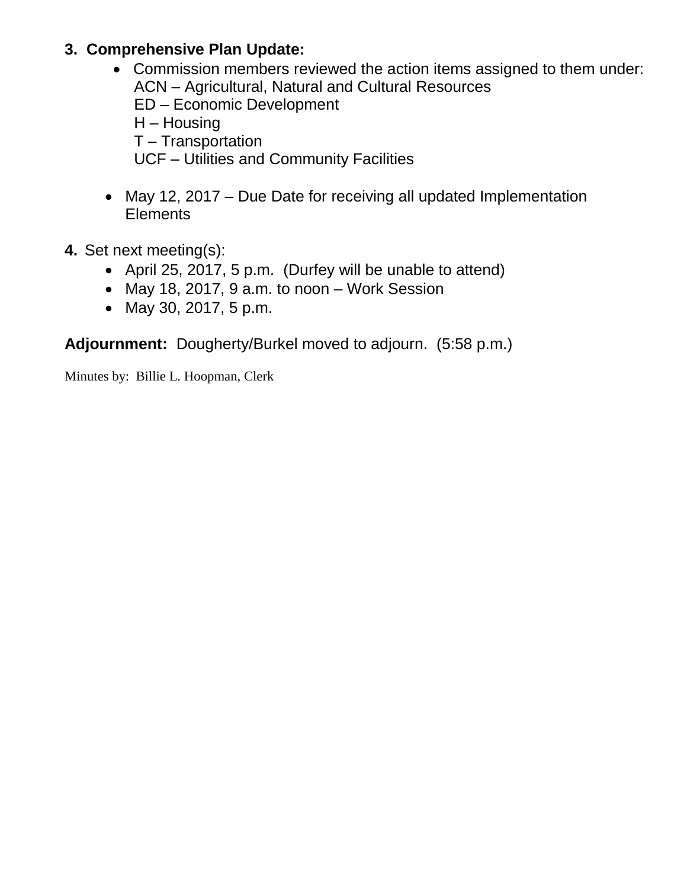**3. Comprehensive Plan Update:**

- Commission members reviewed the action items assigned to them under:
  ACN – Agricultural, Natural and Cultural Resources
  ED – Economic Development
  H – Housing
  T – Transportation
  UCF – Utilities and Community Facilities

- May 12, 2017 – Due Date for receiving all updated Implementation Elements

**4.** Set next meeting(s):

- April 25, 2017, 5 p.m. (Durfey will be unable to attend)
- May 18, 2017, 9 a.m. to noon – Work Session
- May 30, 2017, 5 p.m.

**Adjournment:** Dougherty/Burkel moved to adjourn. (5:58 p.m.)

Minutes by: Billie L. Hoopman, Clerk